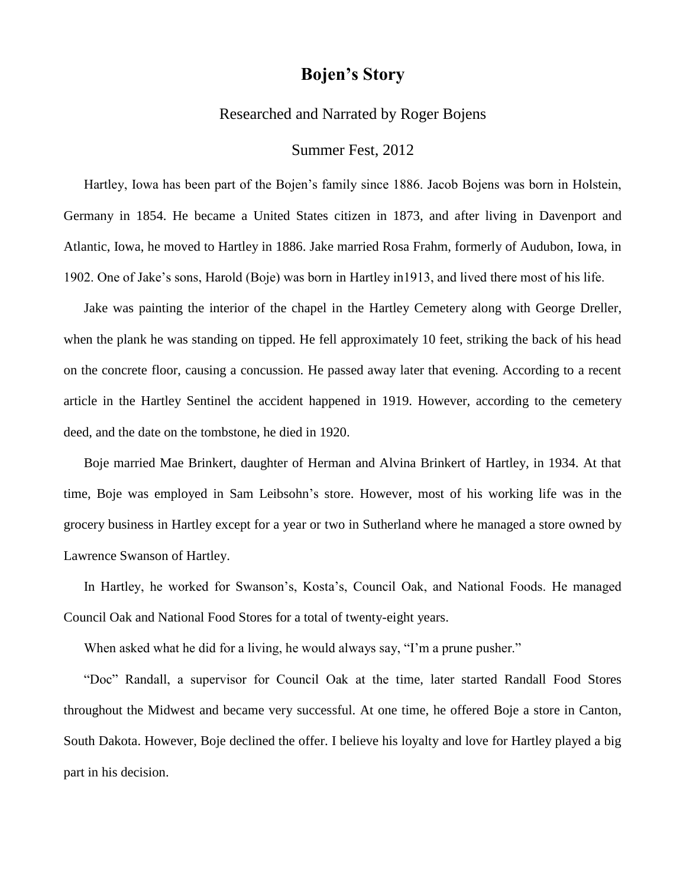# Bojen's Story

Researched and Narrated by Roger Bojens

Summer Fest, 2012

Hartley, Iowa has been part of the Bojen's family since 1886. Jacob Bojens was born in Holstein, Germany in 1854. He became a United States citizen in 1873, and after living in Davenport and Atlantic, Iowa, he moved to Hartley in 1886. Jake married Rosa Frahm, formerly of Audubon, Iowa, in 1902. One of Jake's sons, Harold (Boje) was born in Hartley in1913, and lived there most of his life.

Jake was painting the interior of the chapel in the Hartley Cemetery along with George Dreller, when the plank he was standing on tipped. He fell approximately 10 feet, striking the back of his head on the concrete floor, causing a concussion. He passed away later that evening. According to a recent article in the Hartley Sentinel the accident happened in 1919. However, according to the cemetery deed, and the date on the tombstone, he died in 1920.

Boje married Mae Brinkert, daughter of Herman and Alvina Brinkert of Hartley, in 1934. At that time, Boje was employed in Sam Leibsohn's store. However, most of his working life was in the grocery business in Hartley except for a year or two in Sutherland where he managed a store owned by Lawrence Swanson of Hartley.

In Hartley, he worked for Swanson's, Kosta's, Council Oak, and National Foods. He managed Council Oak and National Food Stores for a total of twenty-eight years.

When asked what he did for a living, he would always say, "I'm a prune pusher."

"Doc" Randall, a supervisor for Council Oak at the time, later started Randall Food Stores throughout the Midwest and became very successful. At one time, he offered Boje a store in Canton, South Dakota. However, Boje declined the offer. I believe his loyalty and love for Hartley played a big part in his decision.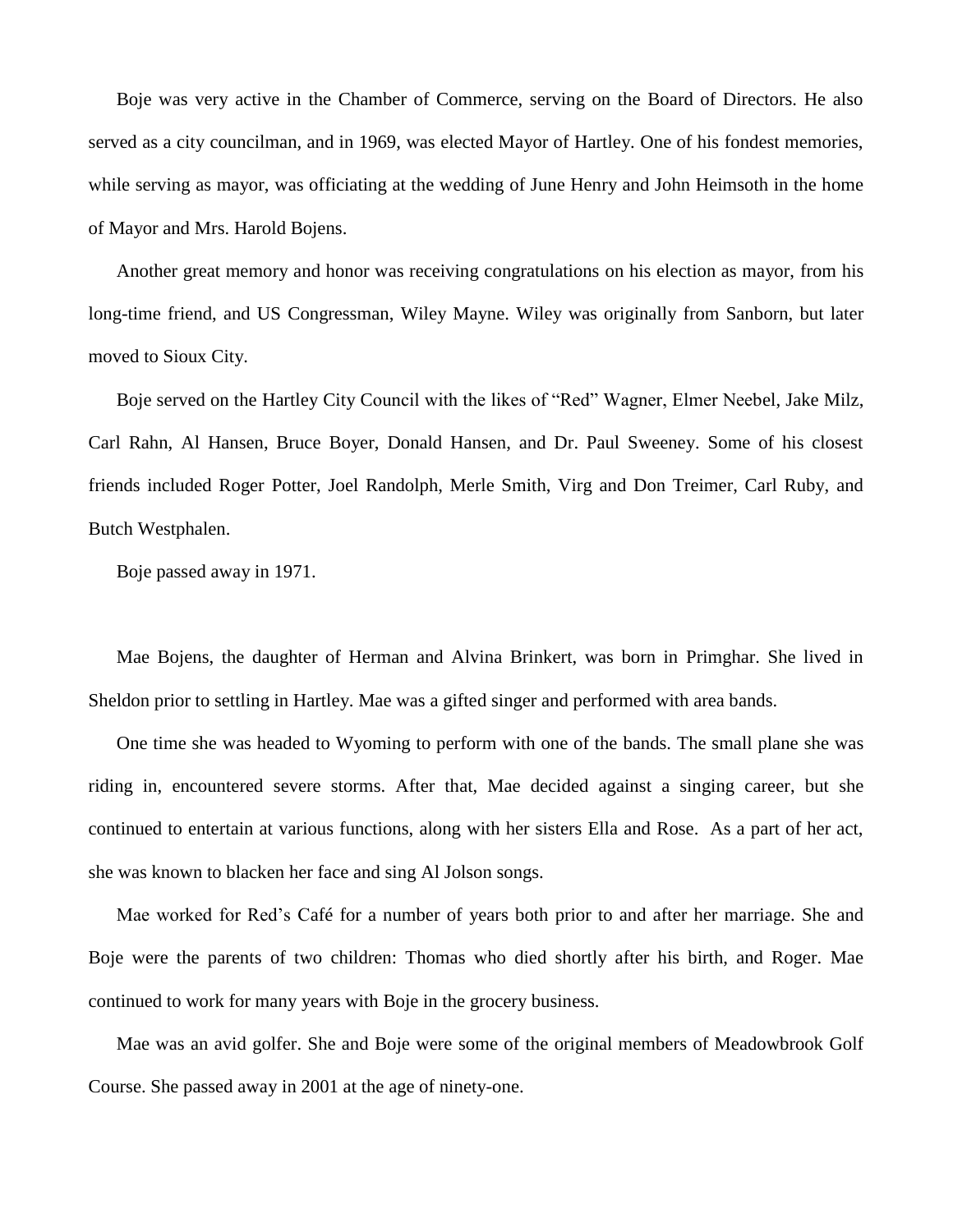Boje was very active in the Chamber of Commerce, serving on the Board of Directors. He also served as a city councilman, and in 1969, was elected Mayor of Hartley. One of his fondest memories, while serving as mayor, was officiating at the wedding of June Henry and John Heimsoth in the home of Mayor and Mrs. Harold Bojens.

Another great memory and honor was receiving congratulations on his election as mayor, from his long-time friend, and US Congressman, Wiley Mayne. Wiley was originally from Sanborn, but later moved to Sioux City.

Boje served on the Hartley City Council with the likes of "Red" Wagner, Elmer Neebel, Jake Milz, Carl Rahn, Al Hansen, Bruce Boyer, Donald Hansen, and Dr. Paul Sweeney. Some of his closest friends included Roger Potter, Joel Randolph, Merle Smith, Virg and Don Treimer, Carl Ruby, and Butch Westphalen.

Boje passed away in 1971.

Mae Bojens, the daughter of Herman and Alvina Brinkert, was born in Primghar. She lived in Sheldon prior to settling in Hartley. Mae was a gifted singer and performed with area bands.

One time she was headed to Wyoming to perform with one of the bands. The small plane she was riding in, encountered severe storms. After that, Mae decided against a singing career, but she continued to entertain at various functions, along with her sisters Ella and Rose. As a part of her act, she was known to blacken her face and sing Al Jolson songs.

Mae worked for Red's Café for a number of years both prior to and after her marriage. She and Boje were the parents of two children: Thomas who died shortly after his birth, and Roger. Mae continued to work for many years with Boje in the grocery business.

Mae was an avid golfer. She and Boje were some of the original members of Meadowbrook Golf Course. She passed away in 2001 at the age of ninety-one.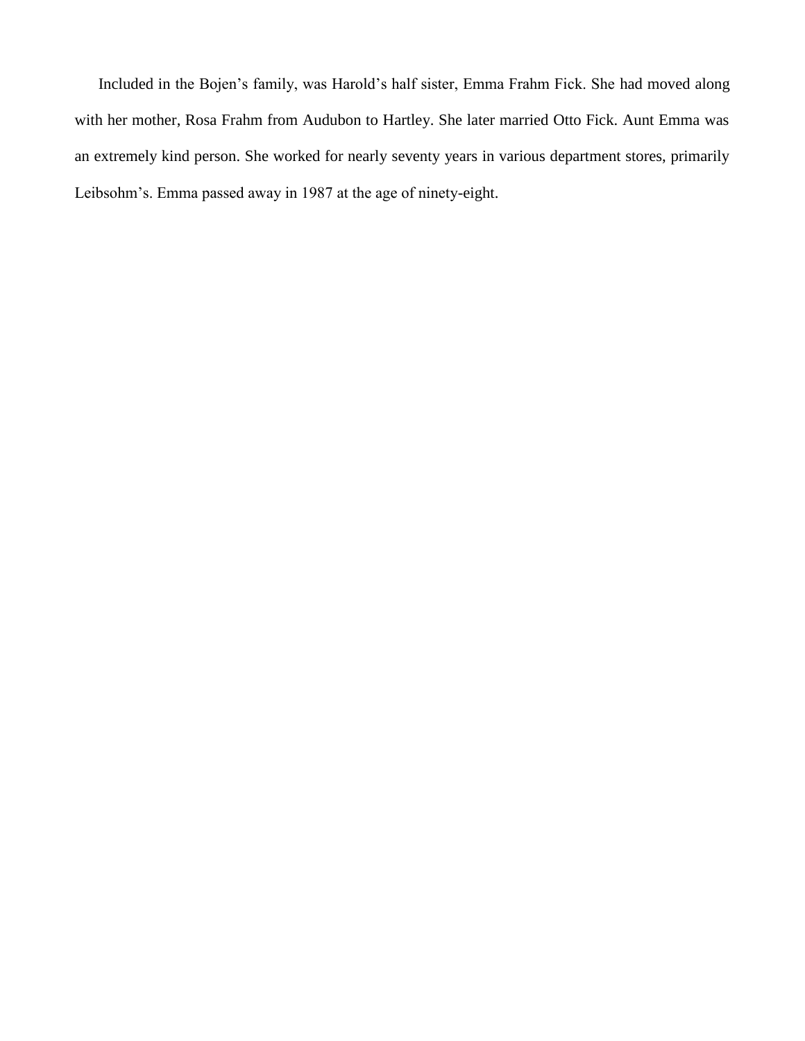Included in the Bojen's family, was Harold's half sister, Emma Frahm Fick. She had moved along with her mother, Rosa Frahm from Audubon to Hartley. She later married Otto Fick. Aunt Emma was an extremely kind person. She worked for nearly seventy years in various department stores, primarily Leibsohm's. Emma passed away in 1987 at the age of ninety-eight.